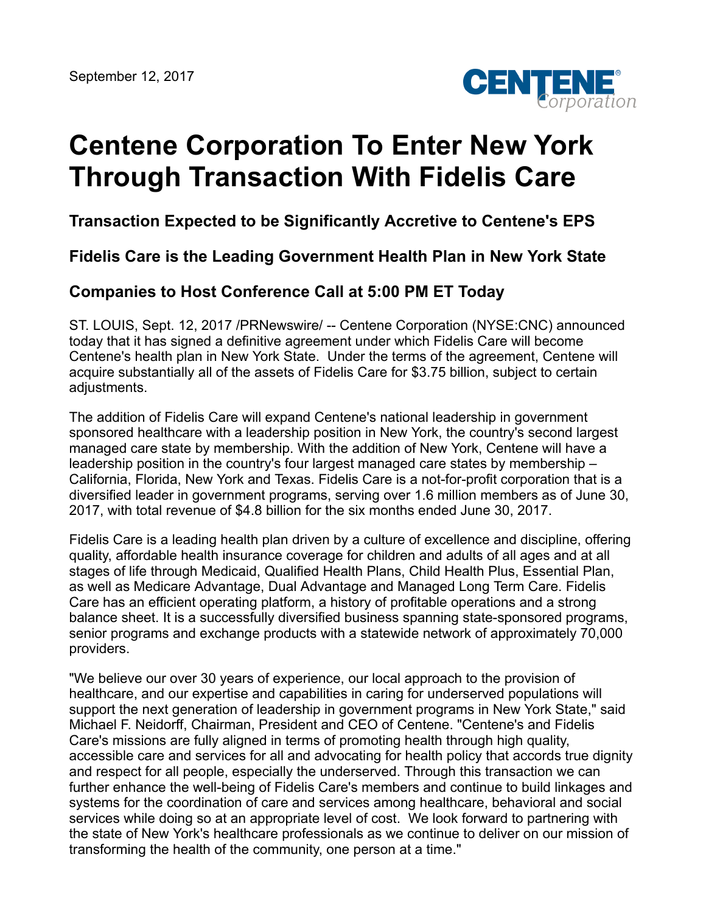September 12, 2017

# Centene Corporation To Enter New York Through Transaction With Fidelis Care

## Transaction Expected to be Significantly Accretive to Centene's EPS

## Fidelis Care is the Leading Government Health Plan in New York State

## Companies to Host Conference Call at 5:00 PM ET Today

ST. LOUIS, Sept. 12, 2017 /PRNewswire/ -- Centene Corporation (NYSE:CNC) announced today that it has signed a definitive agreement under which Fidelis Care will become Centene's health plan in New York State. Under the terms of the agreement, Centene will acquire substantially all of the assets of Fidelis Care for $3.75 billion, subject to certain adjustments.

The addition of Fidelis Care will expand Centene's national leadership in government sponsored healthcare with a leadership position in New York, the country's second largest managed care state by membership. With the addition of New York, Centene will have a leadership position in the country's four largest managed care states by membership – California, Florida, New York and Texas. Fidelis Care is a not-for-profit corporation that is a diversified leader in government programs, serving over 1.6 million members as of June 30, 2017, with total revenue of $4.8 billion for the six months ended June 30, 2017.

Fidelis Care is a leading health plan driven by a culture of excellence and discipline, offering quality, affordable health insurance coverage for children and adults of all ages and at all stages of life through Medicaid, Qualified Health Plans, Child Health Plus, Essential Plan, as well as Medicare Advantage, Dual Advantage and Managed Long Term Care. Fidelis Care has an efficient operating platform, a history of profitable operations and a strong balance sheet. It is a successfully diversified business spanning state-sponsored programs, senior programs and exchange products with a statewide network of approximately 70,000 providers.

"We believe our over 30 years of experience, our local approach to the provision of healthcare, and our expertise and capabilities in caring for underserved populations will support the next generation of leadership in government programs in New York State," said Michael F. Neidorff, Chairman, President and CEO of Centene. "Centene's and Fidelis Care's missions are fully aligned in terms of promoting health through high quality, accessible care and services for all and advocating for health policy that accords true dignity and respect for all people, especially the underserved. Through this transaction we can further enhance the well-being of Fidelis Care's members and continue to build linkages and systems for the coordination of care and services among healthcare, behavioral and social services while doing so at an appropriate level of cost. We look forward to partnering with the state of New York's healthcare professionals as we continue to deliver on our mission of transforming the health of the community, one person at a time."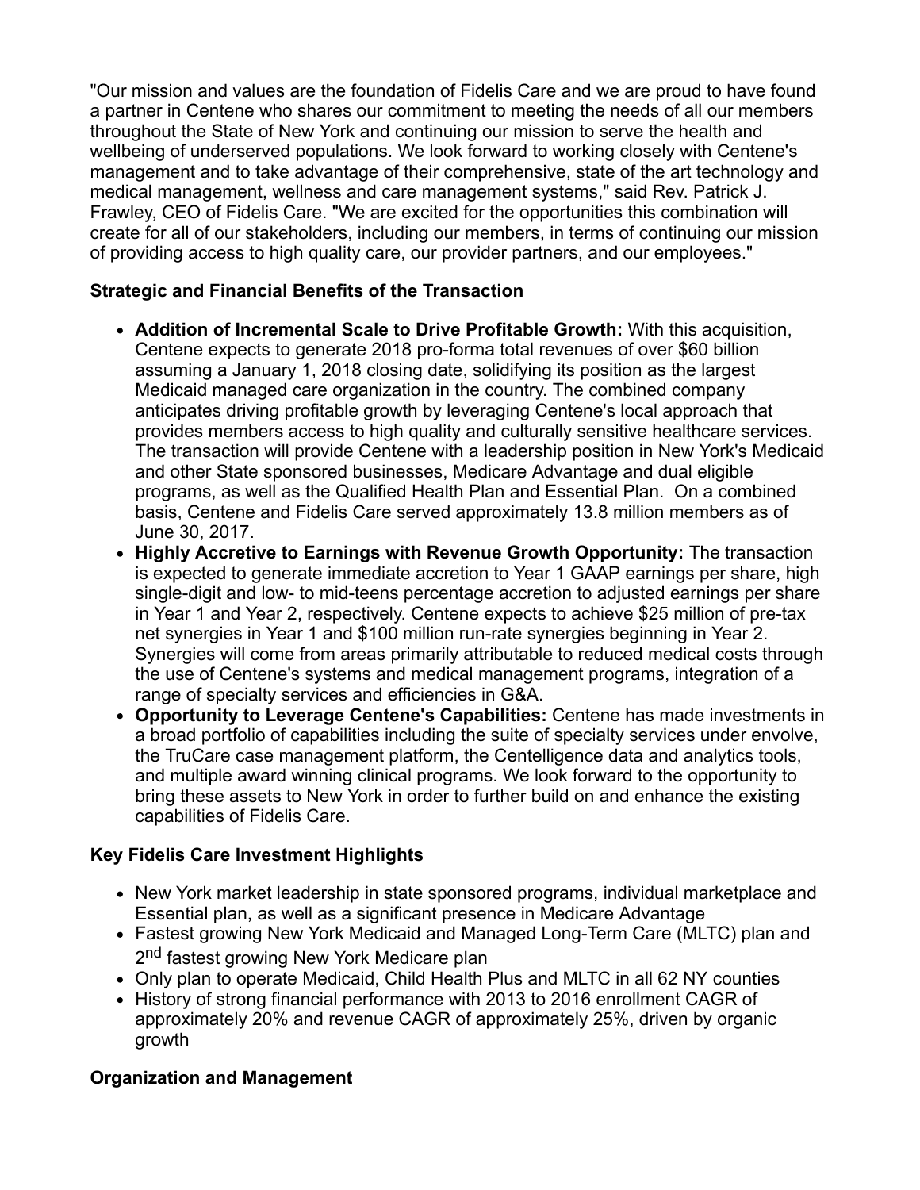"Our mission and values are the foundation of Fidelis Care and we are proud to have found a partner in Centene who shares our commitment to meeting the needs of all our members throughout the State of New York and continuing our mission to serve the health and wellbeing of underserved populations. We look forward to working closely with Centene's management and to take advantage of their comprehensive, state of the art technology and medical management, wellness and care management systems," said Rev. Patrick J. Frawley, CEO of Fidelis Care. "We are excited for the opportunities this combination will create for all of our stakeholders, including our members, in terms of continuing our mission of providing access to high quality care, our provider partners, and our employees."

**Strategic and Financial Benefits of the Transaction**

- **Addition of Incremental Scale to Drive Profitable Growth:** With this acquisition, Centene expects to generate 2018 pro-forma total revenues of over $60 billion assuming a January 1, 2018 closing date, solidifying its position as the largest Medicaid managed care organization in the country. The combined company anticipates driving profitable growth by leveraging Centene's local approach that provides members access to high quality and culturally sensitive healthcare services. The transaction will provide Centene with a leadership position in New York's Medicaid and other State sponsored businesses, Medicare Advantage and dual eligible programs, as well as the Qualified Health Plan and Essential Plan. On a combined basis, Centene and Fidelis Care served approximately 13.8 million members as of June 30, 2017.
- **Highly Accretive to Earnings with Revenue Growth Opportunity:** The transaction is expected to generate immediate accretion to Year 1 GAAP earnings per share, high single-digit and low- to mid-teens percentage accretion to adjusted earnings per share in Year 1 and Year 2, respectively. Centene expects to achieve $25 million of pre-tax net synergies in Year 1 and $100 million run-rate synergies beginning in Year 2. Synergies will come from areas primarily attributable to reduced medical costs through the use of Centene's systems and medical management programs, integration of a range of specialty services and efficiencies in G&A.
- **Opportunity to Leverage Centene's Capabilities:** Centene has made investments in a broad portfolio of capabilities including the suite of specialty services under envolve, the TruCare case management platform, the Centelligence data and analytics tools, and multiple award winning clinical programs. We look forward to the opportunity to bring these assets to New York in order to further build on and enhance the existing capabilities of Fidelis Care.

**Key Fidelis Care Investment Highlights**

- New York market leadership in state sponsored programs, individual marketplace and Essential plan, as well as a significant presence in Medicare Advantage
- Fastest growing New York Medicaid and Managed Long-Term Care (MLTC) plan and 2nd fastest growing New York Medicare plan
- Only plan to operate Medicaid, Child Health Plus and MLTC in all 62 NY counties
- History of strong financial performance with 2013 to 2016 enrollment CAGR of approximately 20% and revenue CAGR of approximately 25%, driven by organic growth

**Organization and Management**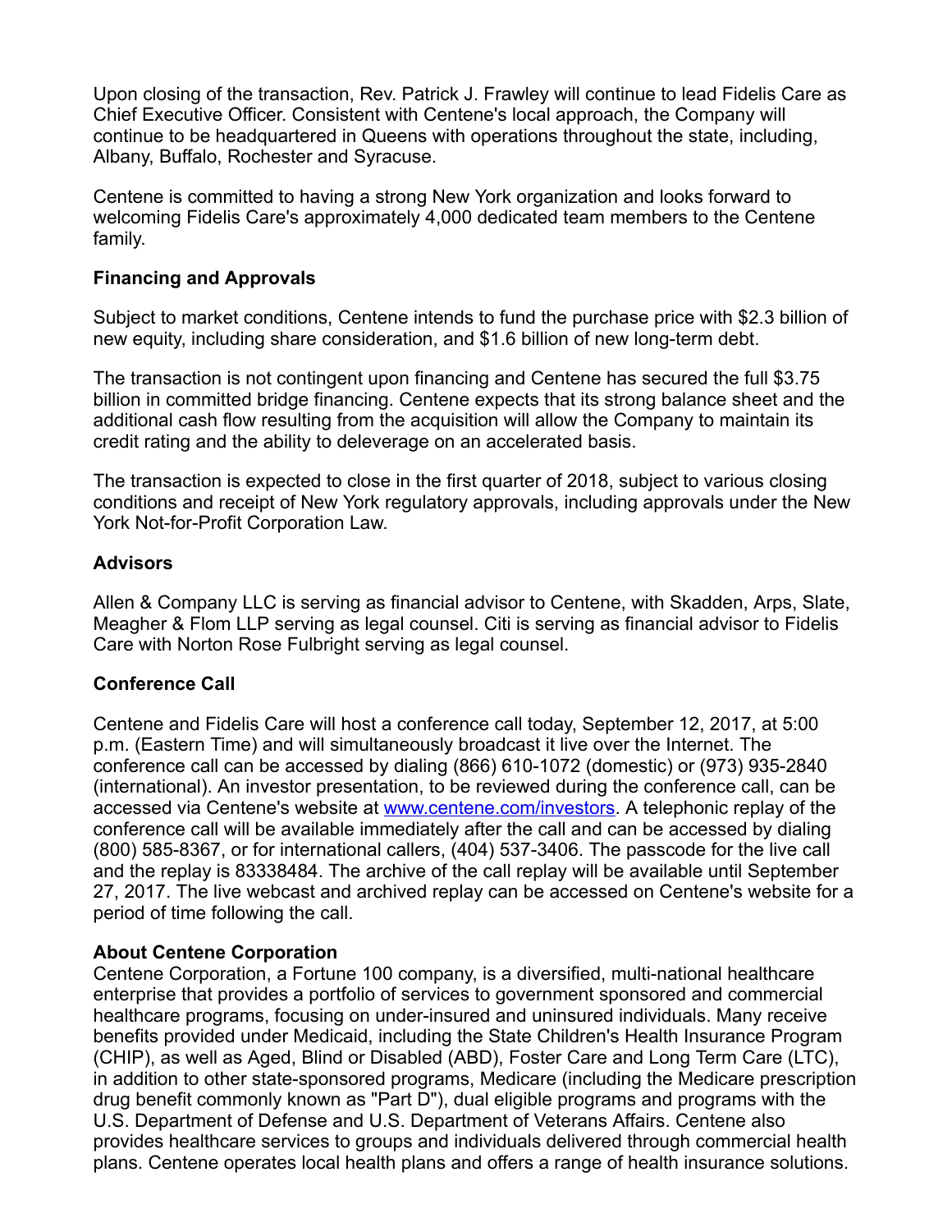Upon closing of the transaction, Rev. Patrick J. Frawley will continue to lead Fidelis Care as Chief Executive Officer. Consistent with Centene's local approach, the Company will continue to be headquartered in Queens with operations throughout the state, including, Albany, Buffalo, Rochester and Syracuse.

Centene is committed to having a strong New York organization and looks forward to welcoming Fidelis Care's approximately 4,000 dedicated team members to the Centene family.

**Financing and Approvals**

Subject to market conditions, Centene intends to fund the purchase price with $2.3 billion of new equity, including share consideration, and $1.6 billion of new long-term debt.

The transaction is not contingent upon financing and Centene has secured the full $3.75 billion in committed bridge financing. Centene expects that its strong balance sheet and the additional cash flow resulting from the acquisition will allow the Company to maintain its credit rating and the ability to deleverage on an accelerated basis.

The transaction is expected to close in the first quarter of 2018, subject to various closing conditions and receipt of New York regulatory approvals, including approvals under the New York Not-for-Profit Corporation Law.

**Advisors**

Allen & Company LLC is serving as financial advisor to Centene, with Skadden, Arps, Slate, Meagher & Flom LLP serving as legal counsel. Citi is serving as financial advisor to Fidelis Care with Norton Rose Fulbright serving as legal counsel.

**Conference Call**

Centene and Fidelis Care will host a conference call today, September 12, 2017, at 5:00 p.m. (Eastern Time) and will simultaneously broadcast it live over the Internet. The conference call can be accessed by dialing (866) 610-1072 (domestic) or (973) 935-2840 (international). An investor presentation, to be reviewed during the conference call, can be accessed via Centene's website at [www.centene.com/investors](www.centene.com/investors). A telephonic replay of the conference call will be available immediately after the call and can be accessed by dialing (800) 585-8367, or for international callers, (404) 537-3406. The passcode for the live call and the replay is 83338484. The archive of the call replay will be available until September 27, 2017. The live webcast and archived replay can be accessed on Centene's website for a period of time following the call.

**About Centene Corporation**

Centene Corporation, a Fortune 100 company, is a diversified, multi-national healthcare enterprise that provides a portfolio of services to government sponsored and commercial healthcare programs, focusing on under-insured and uninsured individuals. Many receive benefits provided under Medicaid, including the State Children's Health Insurance Program (CHIP), as well as Aged, Blind or Disabled (ABD), Foster Care and Long Term Care (LTC), in addition to other state-sponsored programs, Medicare (including the Medicare prescription drug benefit commonly known as "Part D"), dual eligible programs and programs with the U.S. Department of Defense and U.S. Department of Veterans Affairs. Centene also provides healthcare services to groups and individuals delivered through commercial health plans. Centene operates local health plans and offers a range of health insurance solutions.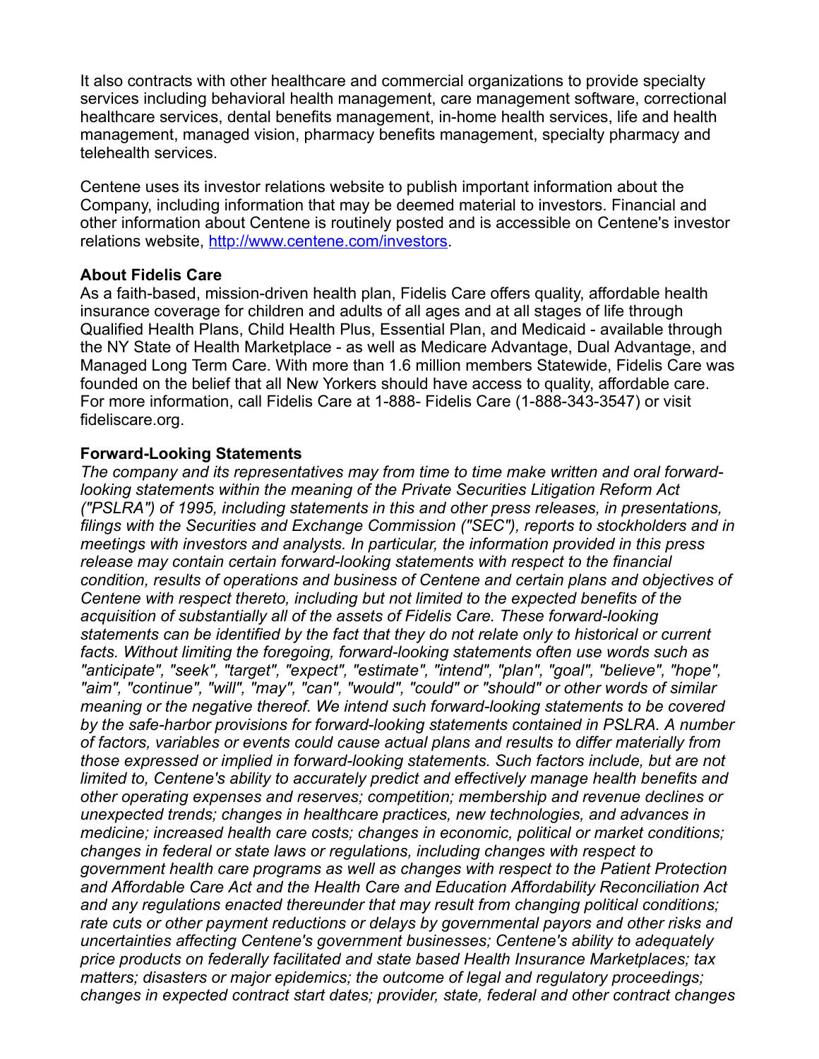It also contracts with other healthcare and commercial organizations to provide specialty services including behavioral health management, care management software, correctional healthcare services, dental benefits management, in-home health services, life and health management, managed vision, pharmacy benefits management, specialty pharmacy and telehealth services.

Centene uses its investor relations website to publish important information about the Company, including information that may be deemed material to investors. Financial and other information about Centene is routinely posted and is accessible on Centene's investor relations website, [http://www.centene.com/investors](http://www.centene.com/investors).

**About Fidelis Care**

As a faith-based, mission-driven health plan, Fidelis Care offers quality, affordable health insurance coverage for children and adults of all ages and at all stages of life through Qualified Health Plans, Child Health Plus, Essential Plan, and Medicaid - available through the NY State of Health Marketplace - as well as Medicare Advantage, Dual Advantage, and Managed Long Term Care. With more than 1.6 million members Statewide, Fidelis Care was founded on the belief that all New Yorkers should have access to quality, affordable care. For more information, call Fidelis Care at 1-888- Fidelis Care (1-888-343-3547) or visit fideliscare.org.

**Forward-Looking Statements**

*The company and its representatives may from time to time make written and oral forward-looking statements within the meaning of the Private Securities Litigation Reform Act ("PSLRA") of 1995, including statements in this and other press releases, in presentations, filings with the Securities and Exchange Commission ("SEC"), reports to stockholders and in meetings with investors and analysts. In particular, the information provided in this press release may contain certain forward-looking statements with respect to the financial condition, results of operations and business of Centene and certain plans and objectives of Centene with respect thereto, including but not limited to the expected benefits of the acquisition of substantially all of the assets of Fidelis Care. These forward-looking statements can be identified by the fact that they do not relate only to historical or current facts. Without limiting the foregoing, forward-looking statements often use words such as "anticipate", "seek", "target", "expect", "estimate", "intend", "plan", "goal", "believe", "hope", "aim", "continue", "will", "may", "can", "would", "could" or "should" or other words of similar meaning or the negative thereof. We intend such forward-looking statements to be covered by the safe-harbor provisions for forward-looking statements contained in PSLRA. A number of factors, variables or events could cause actual plans and results to differ materially from those expressed or implied in forward-looking statements. Such factors include, but are not limited to, Centene's ability to accurately predict and effectively manage health benefits and other operating expenses and reserves; competition; membership and revenue declines or unexpected trends; changes in healthcare practices, new technologies, and advances in medicine; increased health care costs; changes in economic, political or market conditions; changes in federal or state laws or regulations, including changes with respect to government health care programs as well as changes with respect to the Patient Protection and Affordable Care Act and the Health Care and Education Affordability Reconciliation Act and any regulations enacted thereunder that may result from changing political conditions; rate cuts or other payment reductions or delays by governmental payors and other risks and uncertainties affecting Centene's government businesses; Centene's ability to adequately price products on federally facilitated and state based Health Insurance Marketplaces; tax matters; disasters or major epidemics; the outcome of legal and regulatory proceedings; changes in expected contract start dates; provider, state, federal and other contract changes*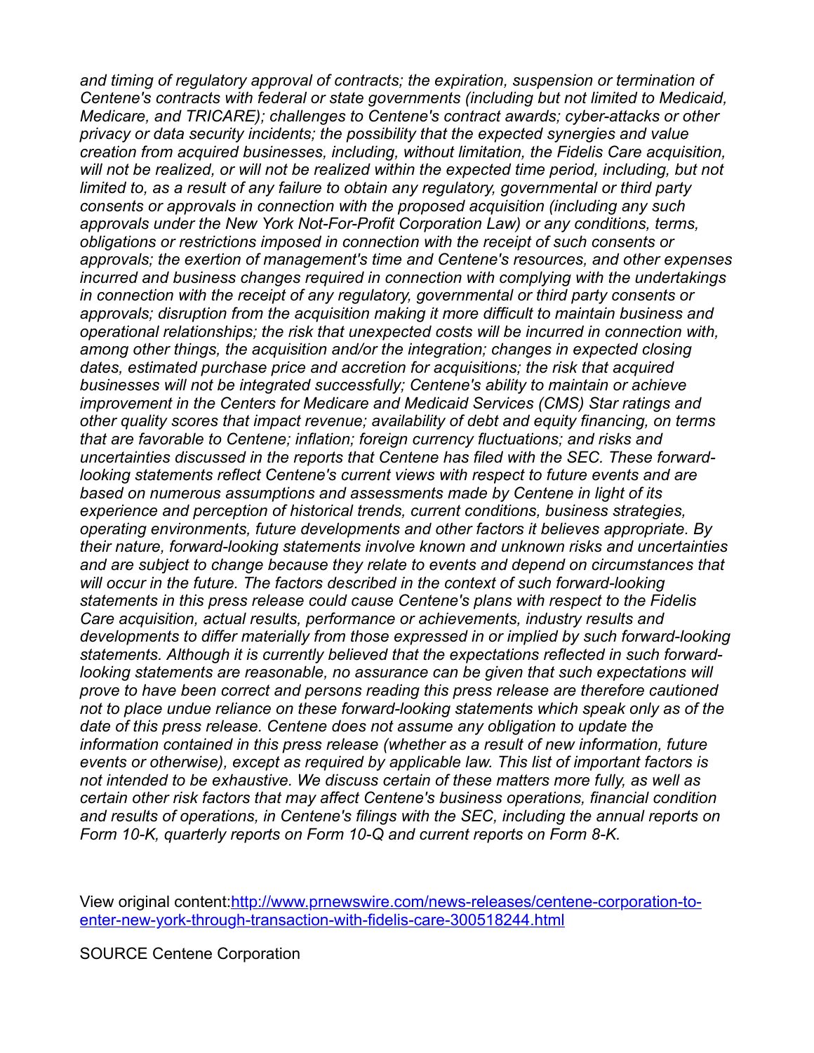*and timing of regulatory approval of contracts; the expiration, suspension or termination of Centene's contracts with federal or state governments (including but not limited to Medicaid, Medicare, and TRICARE); challenges to Centene's contract awards; cyber-attacks or other privacy or data security incidents; the possibility that the expected synergies and value creation from acquired businesses, including, without limitation, the Fidelis Care acquisition, will not be realized, or will not be realized within the expected time period, including, but not limited to, as a result of any failure to obtain any regulatory, governmental or third party consents or approvals in connection with the proposed acquisition (including any such approvals under the New York Not-For-Profit Corporation Law) or any conditions, terms, obligations or restrictions imposed in connection with the receipt of such consents or approvals; the exertion of management's time and Centene's resources, and other expenses incurred and business changes required in connection with complying with the undertakings in connection with the receipt of any regulatory, governmental or third party consents or approvals; disruption from the acquisition making it more difficult to maintain business and operational relationships; the risk that unexpected costs will be incurred in connection with, among other things, the acquisition and/or the integration; changes in expected closing dates, estimated purchase price and accretion for acquisitions; the risk that acquired businesses will not be integrated successfully; Centene's ability to maintain or achieve improvement in the Centers for Medicare and Medicaid Services (CMS) Star ratings and other quality scores that impact revenue; availability of debt and equity financing, on terms that are favorable to Centene; inflation; foreign currency fluctuations; and risks and uncertainties discussed in the reports that Centene has filed with the SEC. These forward-looking statements reflect Centene's current views with respect to future events and are based on numerous assumptions and assessments made by Centene in light of its experience and perception of historical trends, current conditions, business strategies, operating environments, future developments and other factors it believes appropriate. By their nature, forward-looking statements involve known and unknown risks and uncertainties and are subject to change because they relate to events and depend on circumstances that will occur in the future. The factors described in the context of such forward-looking statements in this press release could cause Centene's plans with respect to the Fidelis Care acquisition, actual results, performance or achievements, industry results and developments to differ materially from those expressed in or implied by such forward-looking statements. Although it is currently believed that the expectations reflected in such forward-looking statements are reasonable, no assurance can be given that such expectations will prove to have been correct and persons reading this press release are therefore cautioned not to place undue reliance on these forward-looking statements which speak only as of the date of this press release. Centene does not assume any obligation to update the information contained in this press release (whether as a result of new information, future events or otherwise), except as required by applicable law. This list of important factors is not intended to be exhaustive. We discuss certain of these matters more fully, as well as certain other risk factors that may affect Centene's business operations, financial condition and results of operations, in Centene's filings with the SEC, including the annual reports on Form 10-K, quarterly reports on Form 10-Q and current reports on Form 8-K.*

View original content:[http://www.prnewswire.com/news-releases/centene-corporation-to-enter-new-york-through-transaction-with-fidelis-care-300518244.html](http://www.prnewswire.com/news-releases/centene-corporation-to-enter-new-york-through-transaction-with-fidelis-care-300518244.html)

SOURCE Centene Corporation